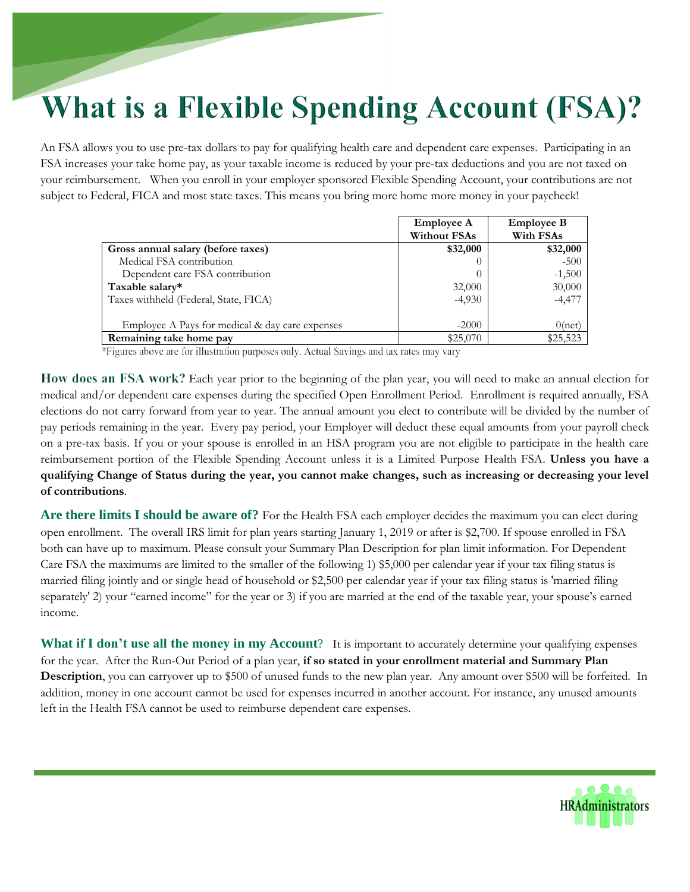# What is a Flexible Spending Account (FSA)?

An FSA allows you to use pre-tax dollars to pay for qualifying health care and dependent care expenses. Participating in an FSA increases your take home pay, as your taxable income is reduced by your pre-tax deductions and you are not taxed on your reimbursement. When you enroll in your employer sponsored Flexible Spending Account, your contributions are not subject to Federal, FICA and most state taxes. This means you bring more home more money in your paycheck!

| | Employee A Without FSAs | Employee B With FSAs |
|---|---|---|
| **Gross annual salary (before taxes)** | **$32,000** | **$32,000** |
| Medical FSA contribution | 0 | -500 |
| Dependent care FSA contribution | 0 | -1,500 |
| **Taxable salary*** | 32,000 | 30,000 |
| Taxes withheld (Federal, State, FICA) | -4,930 | -4,477 |
| Employee A Pays for medical & day care expenses | -2000 | 0(net) |
| **Remaining take home pay** | $25,070 | $25,523 |

*Figures above are for illustration purposes only. Actual Savings and tax rates may vary

**How does an FSA work?** Each year prior to the beginning of the plan year, you will need to make an annual election for medical and/or dependent care expenses during the specified Open Enrollment Period. Enrollment is required annually, FSA elections do not carry forward from year to year. The annual amount you elect to contribute will be divided by the number of pay periods remaining in the year. Every pay period, your Employer will deduct these equal amounts from your payroll check on a pre-tax basis. If you or your spouse is enrolled in an HSA program you are not eligible to participate in the health care reimbursement portion of the Flexible Spending Account unless it is a Limited Purpose Health FSA. **Unless you have a qualifying Change of Status during the year, you cannot make changes, such as increasing or decreasing your level of contributions**.

**Are there limits I should be aware of?** For the Health FSA each employer decides the maximum you can elect during open enrollment. The overall IRS limit for plan years starting January 1, 2019 or after is $2,700. If spouse enrolled in FSA both can have up to maximum. Please consult your Summary Plan Description for plan limit information. For Dependent Care FSA the maximums are limited to the smaller of the following 1) $5,000 per calendar year if your tax filing status is married filing jointly and or single head of household or $2,500 per calendar year if your tax filing status is 'married filing separately' 2) your "earned income" for the year or 3) if you are married at the end of the taxable year, your spouse's earned income.

**What if I don't use all the money in my Account**? It is important to accurately determine your qualifying expenses for the year. After the Run-Out Period of a plan year, **if so stated in your enrollment material and Summary Plan Description**, you can carryover up to $500 of unused funds to the new plan year. Any amount over $500 will be forfeited. In addition, money in one account cannot be used for expenses incurred in another account. For instance, any unused amounts left in the Health FSA cannot be used to reimburse dependent care expenses.

HRAdministrators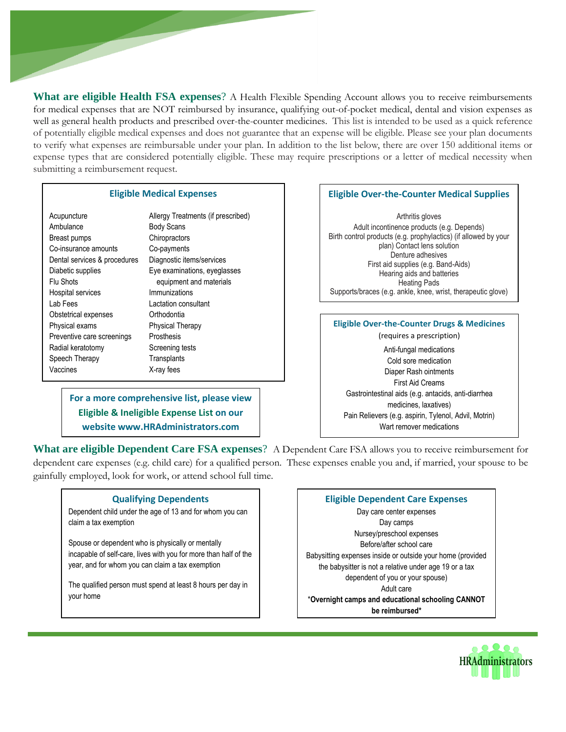**What are eligible Health FSA expenses**? A Health Flexible Spending Account allows you to receive reimbursements for medical expenses that are NOT reimbursed by insurance, qualifying out-of-pocket medical, dental and vision expenses as well as general health products and prescribed over-the-counter medicines. This list is intended to be used as a quick reference of potentially eligible medical expenses and does not guarantee that an expense will be eligible. Please see your plan documents to verify what expenses are reimbursable under your plan. In addition to the list below, there are over 150 additional items or expense types that are considered potentially eligible. These may require prescriptions or a letter of medical necessity when submitting a reimbursement request.

### Eligible Medical Expenses

| | |
|---|---|
| Acupuncture | Allergy Treatments (if prescribed) |
| Ambulance | Body Scans |
| Breast pumps | Chiropractors |
| Co-insurance amounts | Co-payments |
| Dental services & procedures | Diagnostic items/services |
| Diabetic supplies | Eye examinations, eyeglasses equipment and materials |
| Flu Shots | |
| Hospital services | Immunizations |
| Lab Fees | Lactation consultant |
| Obstetrical expenses | Orthodontia |
| Physical exams | Physical Therapy |
| Preventive care screenings | Prosthesis |
| Radial keratotomy | Screening tests |
| Speech Therapy | Transplants |
| Vaccines | X-ray fees |

**For a more comprehensive list, please view Eligible & Ineligible Expense List on our website www.HRAdministrators.com**

### Eligible Over-the-Counter Medical Supplies

Arthritis gloves
Adult incontinence products (e.g. Depends)
Birth control products (e.g. prophylactics) (if allowed by your plan)
Contact lens solution
Denture adhesives
First aid supplies (e.g. Band-Aids)
Hearing aids and batteries
Heating Pads
Supports/braces (e.g. ankle, knee, wrist, therapeutic glove)

### Eligible Over-the-Counter Drugs & Medicines

(requires a prescription)

Anti-fungal medications
Cold sore medication
Diaper Rash ointments
First Aid Creams
Gastrointestinal aids (e.g. antacids, anti-diarrhea medicines, laxatives)
Pain Relievers (e.g. aspirin, Tylenol, Advil, Motrin)
Wart remover medications

**What are eligible Dependent Care FSA expenses**? A Dependent Care FSA allows you to receive reimbursement for dependent care expenses (e.g. child care) for a qualified person. These expenses enable you and, if married, your spouse to be gainfully employed, look for work, or attend school full time.

### Qualifying Dependents

Dependent child under the age of 13 and for whom you can claim a tax exemption

Spouse or dependent who is physically or mentally incapable of self-care, lives with you for more than half of the year, and for whom you can claim a tax exemption

The qualified person must spend at least 8 hours per day in your home

### Eligible Dependent Care Expenses

Day care center expenses
Day camps
Nursey/preschool expenses
Before/after school care
Babysitting expenses inside or outside your home (provided the babysitter is not a relative under age 19 or a tax dependent of you or your spouse)
Adult care

***Overnight camps and educational schooling CANNOT be reimbursed***

HRAdministrators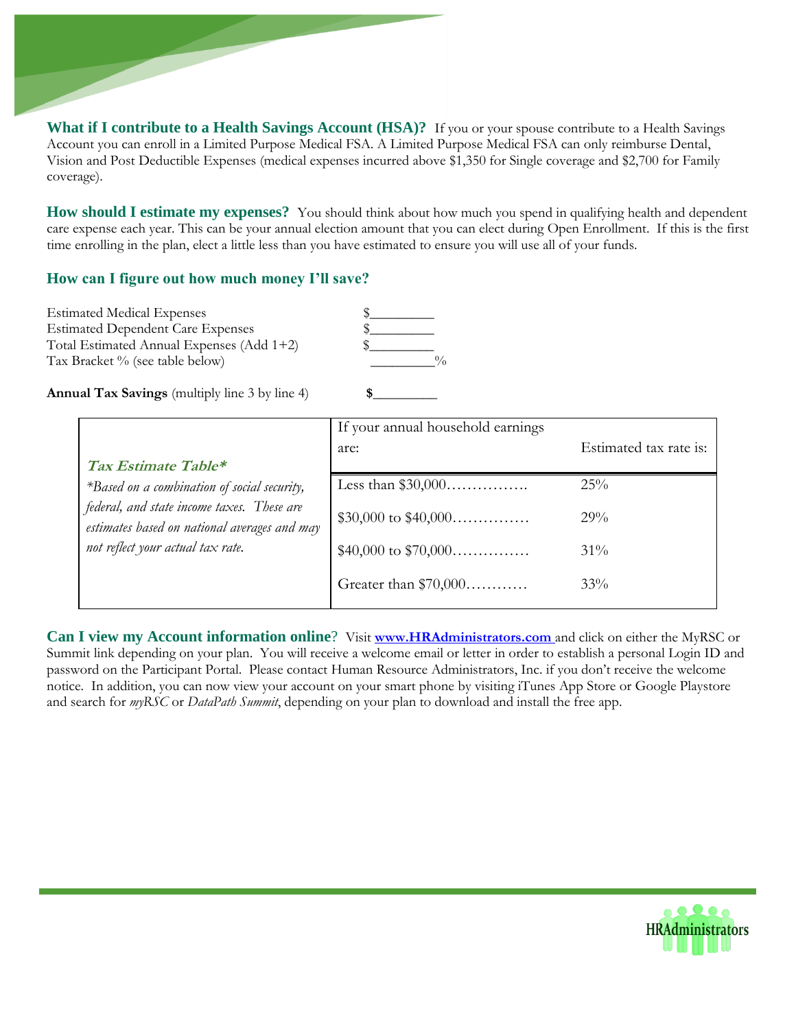**What if I contribute to a Health Savings Account (HSA)?** If you or your spouse contribute to a Health Savings Account you can enroll in a Limited Purpose Medical FSA. A Limited Purpose Medical FSA can only reimburse Dental, Vision and Post Deductible Expenses (medical expenses incurred above $1,350 for Single coverage and $2,700 for Family coverage).

**How should I estimate my expenses?** You should think about how much you spend in qualifying health and dependent care expense each year. This can be your annual election amount that you can elect during Open Enrollment. If this is the first time enrolling in the plan, elect a little less than you have estimated to ensure you will use all of your funds.

### How can I figure out how much money I'll save?

Estimated Medical Expenses $_________
Estimated Dependent Care Expenses $_________
Total Estimated Annual Expenses (Add 1+2) $_________
Tax Bracket % (see table below) _________%

**Annual Tax Savings** (multiply line 3 by line 4) **$_________**

| ***Tax Estimate Table**** | If your annual household earnings are: | Estimated tax rate is: |
|---|---|---|
| **Based on a combination of social security, federal, and state income taxes. These are estimates based on national averages and may not reflect your actual tax rate.* | Less than $30,000……………. | 25% |
| | $30,000 to $40,000…………… | 29% |
| | $40,000 to $70,000…………… | 31% |
| | Greater than $70,000………… | 33% |

**Can I view my Account information online**? Visit **www.HRAdministrators.com** and click on either the MyRSC or Summit link depending on your plan. You will receive a welcome email or letter in order to establish a personal Login ID and password on the Participant Portal. Please contact Human Resource Administrators, Inc. if you don't receive the welcome notice. In addition, you can now view your account on your smart phone by visiting iTunes App Store or Google Playstore and search for *myRSC* or *DataPath Summit*, depending on your plan to download and install the free app.

HRAdministrators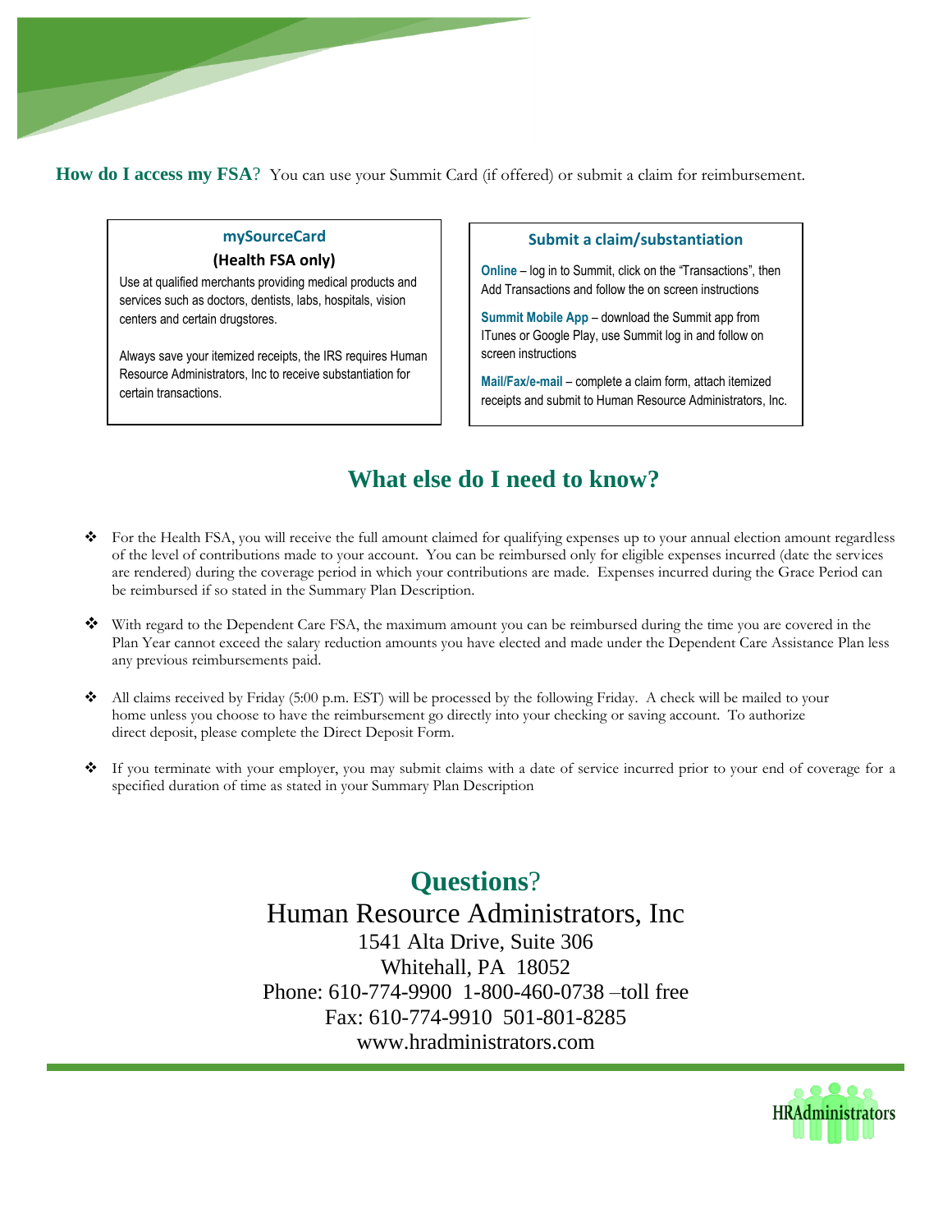**How do I access my FSA?** You can use your Summit Card (if offered) or submit a claim for reimbursement.

**mySourceCard**

**(Health FSA only)**

Use at qualified merchants providing medical products and services such as doctors, dentists, labs, hospitals, vision centers and certain drugstores.

Always save your itemized receipts, the IRS requires Human Resource Administrators, Inc to receive substantiation for certain transactions.

**Submit a claim/substantiation**

**Online** – log in to Summit, click on the "Transactions", then Add Transactions and follow the on screen instructions

**Summit Mobile App** – download the Summit app from ITunes or Google Play, use Summit log in and follow on screen instructions

**Mail/Fax/e-mail** – complete a claim form, attach itemized receipts and submit to Human Resource Administrators, Inc.

## What else do I need to know?

- For the Health FSA, you will receive the full amount claimed for qualifying expenses up to your annual election amount regardless of the level of contributions made to your account. You can be reimbursed only for eligible expenses incurred (date the services are rendered) during the coverage period in which your contributions are made. Expenses incurred during the Grace Period can be reimbursed if so stated in the Summary Plan Description.
- With regard to the Dependent Care FSA, the maximum amount you can be reimbursed during the time you are covered in the Plan Year cannot exceed the salary reduction amounts you have elected and made under the Dependent Care Assistance Plan less any previous reimbursements paid.
- All claims received by Friday (5:00 p.m. EST) will be processed by the following Friday. A check will be mailed to your home unless you choose to have the reimbursement go directly into your checking or saving account. To authorize direct deposit, please complete the Direct Deposit Form.
- If you terminate with your employer, you may submit claims with a date of service incurred prior to your end of coverage for a specified duration of time as stated in your Summary Plan Description

## Questions?

Human Resource Administrators, Inc
1541 Alta Drive, Suite 306
Whitehall, PA 18052
Phone: 610-774-9900 1-800-460-0738 –toll free
Fax: 610-774-9910 501-801-8285
www.hradministrators.com

HRAdministrators